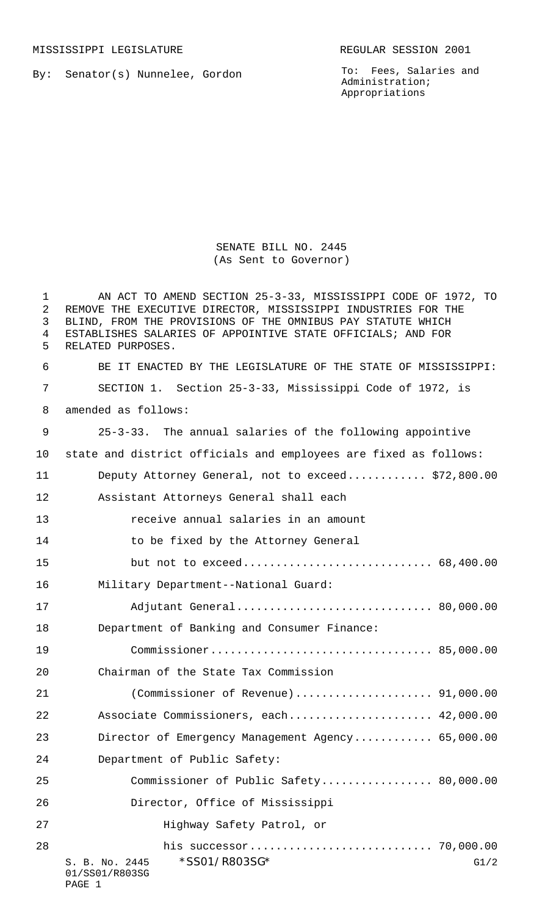MISSISSIPPI LEGISLATURE REGULAR SESSION 2001

By: Senator(s) Nunnelee, Gordon

To: Fees, Salaries and Administration; Appropriations

# SENATE BILL NO. 2445
(As Sent to Governor)

AN ACT TO AMEND SECTION 25-3-33, MISSISSIPPI CODE OF 1972, TO REMOVE THE EXECUTIVE DIRECTOR, MISSISSIPPI INDUSTRIES FOR THE BLIND, FROM THE PROVISIONS OF THE OMNIBUS PAY STATUTE WHICH ESTABLISHES SALARIES OF APPOINTIVE STATE OFFICIALS; AND FOR RELATED PURPOSES.

BE IT ENACTED BY THE LEGISLATURE OF THE STATE OF MISSISSIPPI:

SECTION 1. Section 25-3-33, Mississippi Code of 1972, is amended as follows:

25-3-33. The annual salaries of the following appointive state and district officials and employees are fixed as follows:

Deputy Attorney General, not to exceed............ $72,800.00

Assistant Attorneys General shall each receive annual salaries in an amount to be fixed by the Attorney General but not to exceed............................ 68,400.00

Military Department--National Guard:

Adjutant General............................. 80,000.00

Department of Banking and Consumer Finance:

Commissioner................................. 85,000.00

Chairman of the State Tax Commission (Commissioner of Revenue).................... 91,000.00

Associate Commissioners, each...................... 42,000.00

Director of Emergency Management Agency............ 65,000.00

Department of Public Safety:

Commissioner of Public Safety................. 80,000.00

Director, Office of Mississippi Highway Safety Patrol, or his successor........................... 70,000.00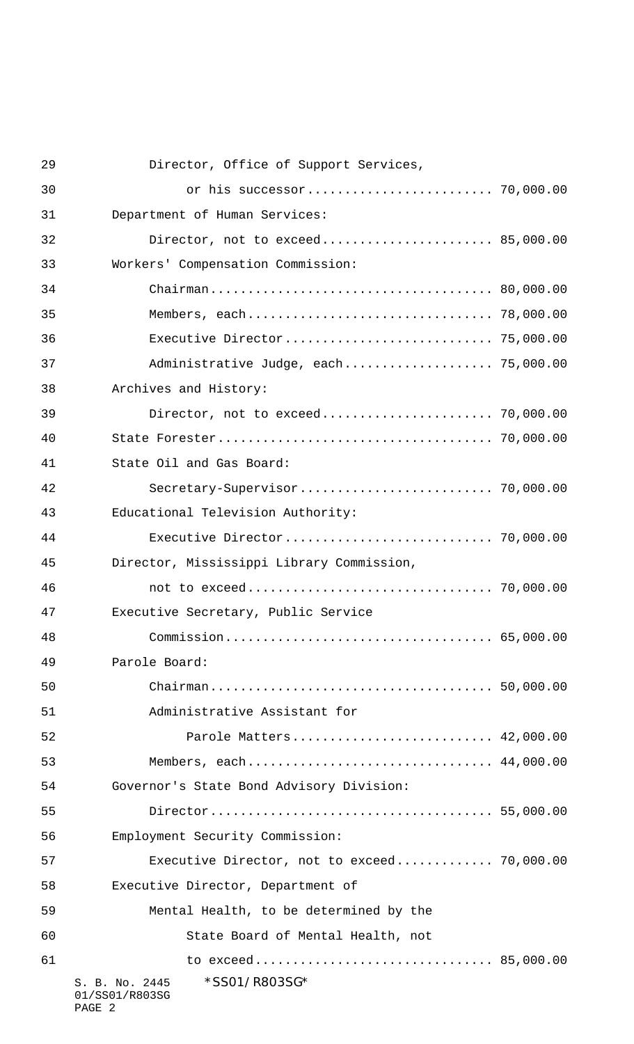Director, Office of Support Services,

or his successor......................... 70,000.00

Department of Human Services:

Director, not to exceed....................... 85,000.00

Workers' Compensation Commission:

Chairman...................................... 80,000.00

Members, each................................. 78,000.00

Executive Director............................ 75,000.00

Administrative Judge, each.................... 75,000.00

Archives and History:

Director, not to exceed....................... 70,000.00

State Forester..................................... 70,000.00

State Oil and Gas Board:

Secretary-Supervisor.......................... 70,000.00

Educational Television Authority:

Executive Director............................ 70,000.00

Director, Mississippi Library Commission,

not to exceed................................. 70,000.00

Executive Secretary, Public Service

Commission.................................... 65,000.00

Parole Board:

Chairman...................................... 50,000.00

Administrative Assistant for

Parole Matters........................... 42,000.00

Members, each................................. 44,000.00

Governor's State Bond Advisory Division:

Director...................................... 55,000.00

Employment Security Commission:

Executive Director, not to exceed............. 70,000.00

Executive Director, Department of

Mental Health, to be determined by the

State Board of Mental Health, not

to exceed................................ 85,000.00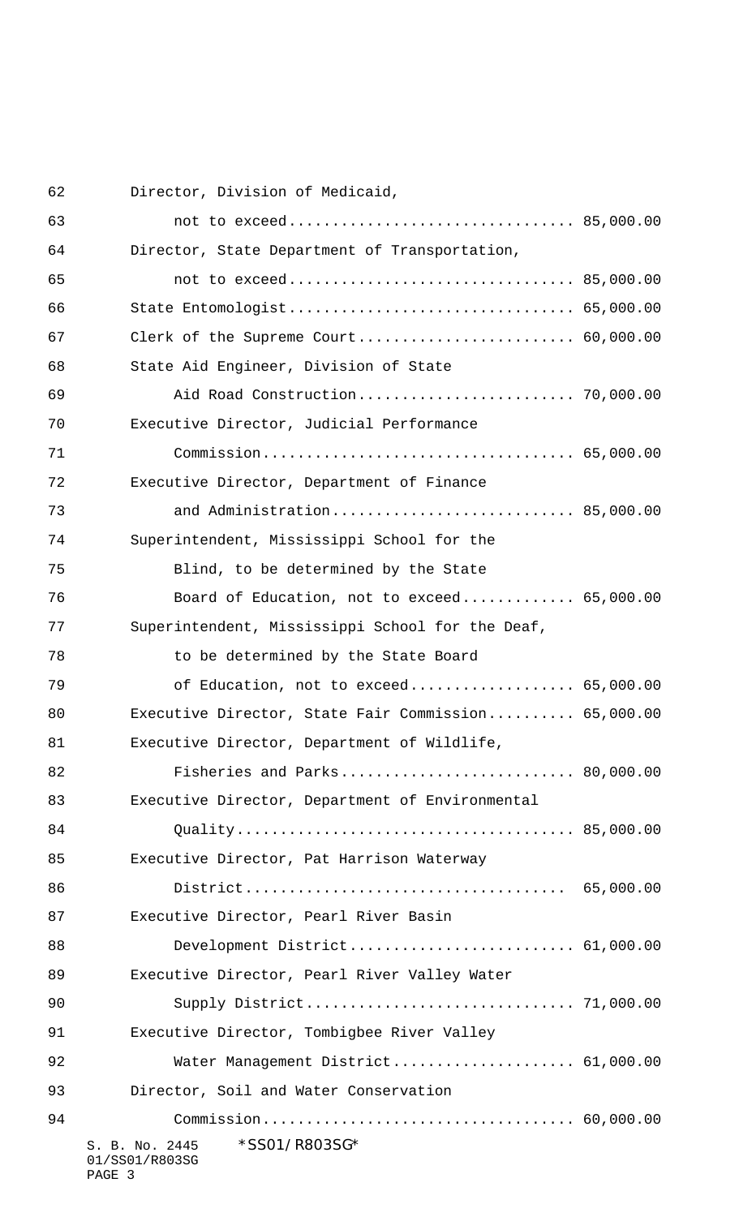Director, Division of Medicaid,
not to exceed................................ 85,000.00

Director, State Department of Transportation,
not to exceed................................ 85,000.00

State Entomologist................................ 65,000.00

Clerk of the Supreme Court......................... 60,000.00

State Aid Engineer, Division of State
Aid Road Construction......................... 70,000.00

Executive Director, Judicial Performance
Commission................................... 65,000.00

Executive Director, Department of Finance
and Administration............................ 85,000.00

Superintendent, Mississippi School for the
Blind, to be determined by the State
Board of Education, not to exceed............ 65,000.00

Superintendent, Mississippi School for the Deaf,
to be determined by the State Board
of Education, not to exceed.................. 65,000.00

Executive Director, State Fair Commission.......... 65,000.00

Executive Director, Department of Wildlife,
Fisheries and Parks........................... 80,000.00

Executive Director, Department of Environmental
Quality...................................... 85,000.00

Executive Director, Pat Harrison Waterway
District.................................... 65,000.00

Executive Director, Pearl River Basin
Development District......................... 61,000.00

Executive Director, Pearl River Valley Water
Supply District.............................. 71,000.00

Executive Director, Tombigbee River Valley
Water Management District.................... 61,000.00

Director, Soil and Water Conservation
Commission................................... 60,000.00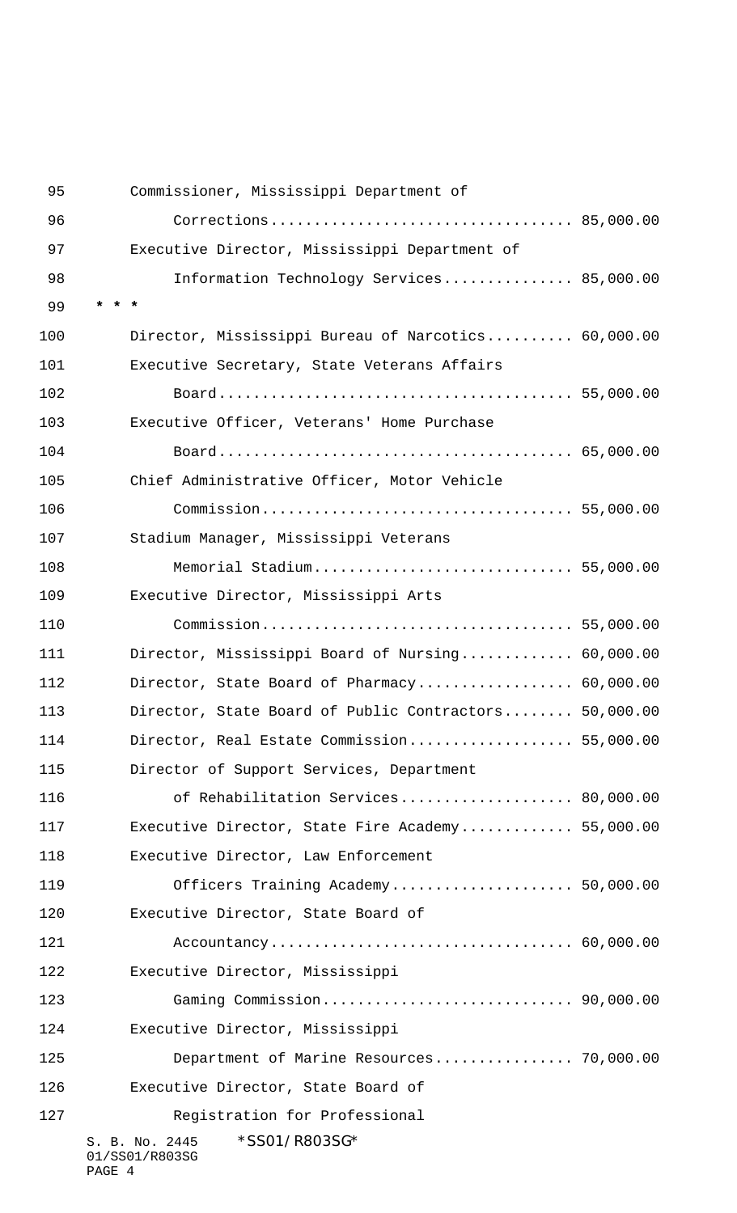Commissioner, Mississippi Department of Corrections.................................. 85,000.00

Executive Director, Mississippi Department of Information Technology Services............... 85,000.00

* * *

Director, Mississippi Bureau of Narcotics.......... 60,000.00

Executive Secretary, State Veterans Affairs Board........................................ 55,000.00

Executive Officer, Veterans' Home Purchase Board........................................ 65,000.00

Chief Administrative Officer, Motor Vehicle Commission................................... 55,000.00

Stadium Manager, Mississippi Veterans Memorial Stadium.............................. 55,000.00

Executive Director, Mississippi Arts Commission................................... 55,000.00

Director, Mississippi Board of Nursing............. 60,000.00

Director, State Board of Pharmacy.................. 60,000.00

Director, State Board of Public Contractors........ 50,000.00

Director, Real Estate Commission................... 55,000.00

Director of Support Services, Department of Rehabilitation Services.................... 80,000.00

Executive Director, State Fire Academy............. 55,000.00

Executive Director, Law Enforcement Officers Training Academy..................... 50,000.00

Executive Director, State Board of Accountancy.................................. 60,000.00

Executive Director, Mississippi Gaming Commission............................ 90,000.00

Executive Director, Mississippi Department of Marine Resources................ 70,000.00

Executive Director, State Board of Registration for Professional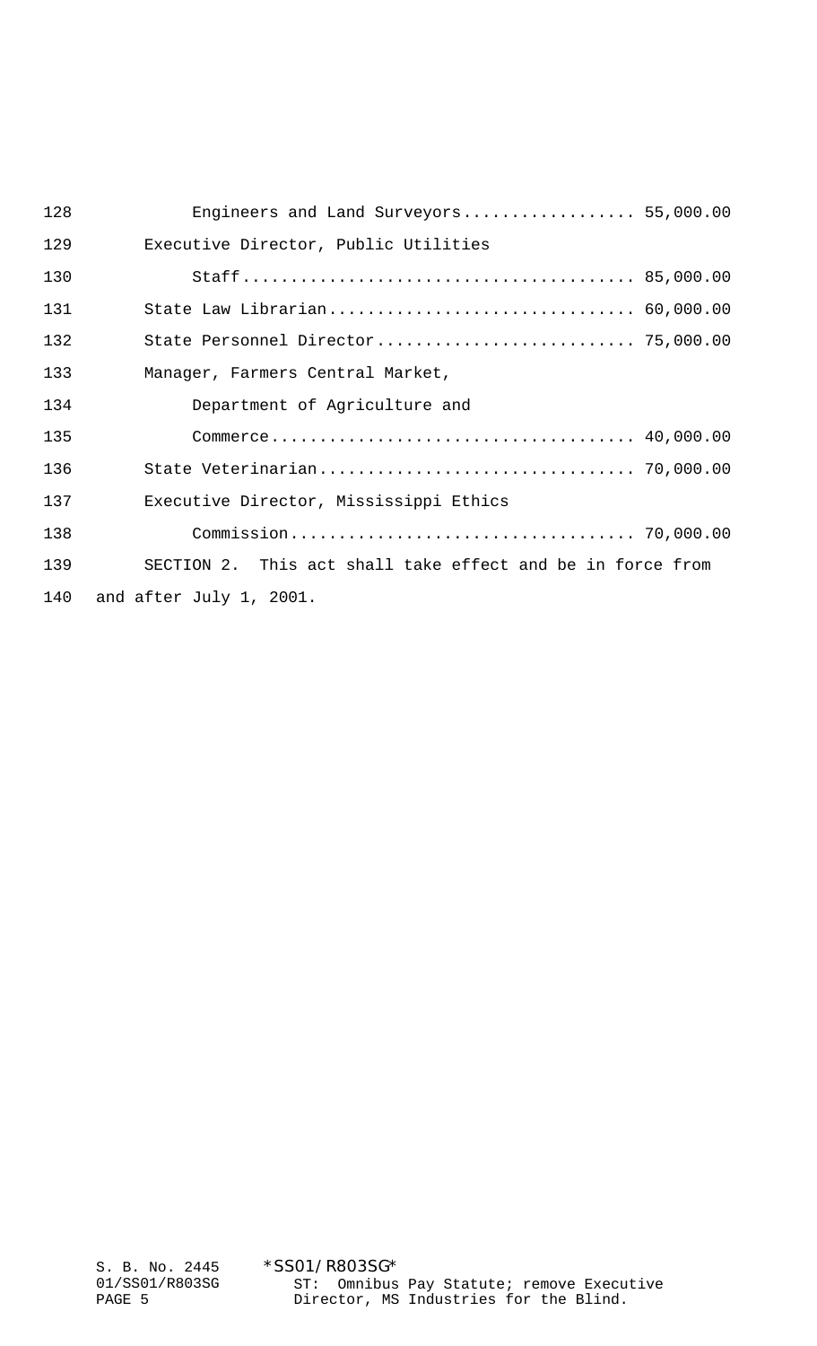Engineers and Land Surveyors.................. 55,000.00

Executive Director, Public Utilities

Staff........................................ 85,000.00

State Law Librarian............................... 60,000.00

State Personnel Director........................... 75,000.00

Manager, Farmers Central Market,

Department of Agriculture and

Commerce..................................... 40,000.00

State Veterinarian................................ 70,000.00

Executive Director, Mississippi Ethics

Commission................................... 70,000.00

SECTION 2. This act shall take effect and be in force from and after July 1, 2001.

S. B. No. 2445 *SS01/R803SG*
01/SS01/R803SG
ST: Omnibus Pay Statute; remove Executive Director, MS Industries for the Blind.